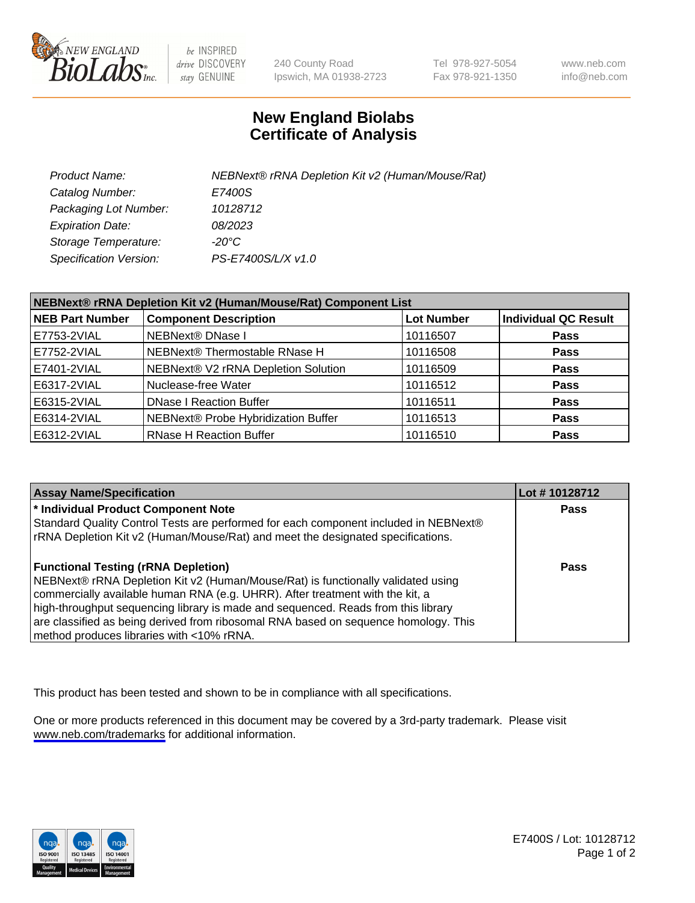New England Biolabs Inc. — be INSPIRED, drive DISCOVERY, stay GENUINE

240 County Road
Ipswich, MA 01938-2723

Tel 978-927-5054
Fax 978-921-1350

www.neb.com
info@neb.com

# New England Biolabs
# Certificate of Analysis

| | |
|---|---|
| *Product Name:* | *NEBNext® rRNA Depletion Kit v2 (Human/Mouse/Rat)* |
| *Catalog Number:* | *E7400S* |
| *Packaging Lot Number:* | *10128712* |
| *Expiration Date:* | *08/2023* |
| *Storage Temperature:* | *-20°C* |
| *Specification Version:* | *PS-E7400S/L/X v1.0* |

**NEBNext® rRNA Depletion Kit v2 (Human/Mouse/Rat) Component List**

| NEB Part Number | Component Description | Lot Number | Individual QC Result |
|---|---|---|---|
| E7753-2VIAL | NEBNext® DNase I | 10116507 | **Pass** |
| E7752-2VIAL | NEBNext® Thermostable RNase H | 10116508 | **Pass** |
| E7401-2VIAL | NEBNext® V2 rRNA Depletion Solution | 10116509 | **Pass** |
| E6317-2VIAL | Nuclease-free Water | 10116512 | **Pass** |
| E6315-2VIAL | DNase I Reaction Buffer | 10116511 | **Pass** |
| E6314-2VIAL | NEBNext® Probe Hybridization Buffer | 10116513 | **Pass** |
| E6312-2VIAL | RNase H Reaction Buffer | 10116510 | **Pass** |

| Assay Name/Specification | Lot # 10128712 |
|---|---|
| **\* Individual Product Component Note** Standard Quality Control Tests are performed for each component included in NEBNext® rRNA Depletion Kit v2 (Human/Mouse/Rat) and meet the designated specifications. | **Pass** |
| **Functional Testing (rRNA Depletion)** NEBNext® rRNA Depletion Kit v2 (Human/Mouse/Rat) is functionally validated using commercially available human RNA (e.g. UHRR). After treatment with the kit, a high-throughput sequencing library is made and sequenced. Reads from this library are classified as being derived from ribosomal RNA based on sequence homology. This method produces libraries with <10% rRNA. | **Pass** |

This product has been tested and shown to be in compliance with all specifications.

One or more products referenced in this document may be covered by a 3rd-party trademark. Please visit www.neb.com/trademarks for additional information.

E7400S / Lot: 10128712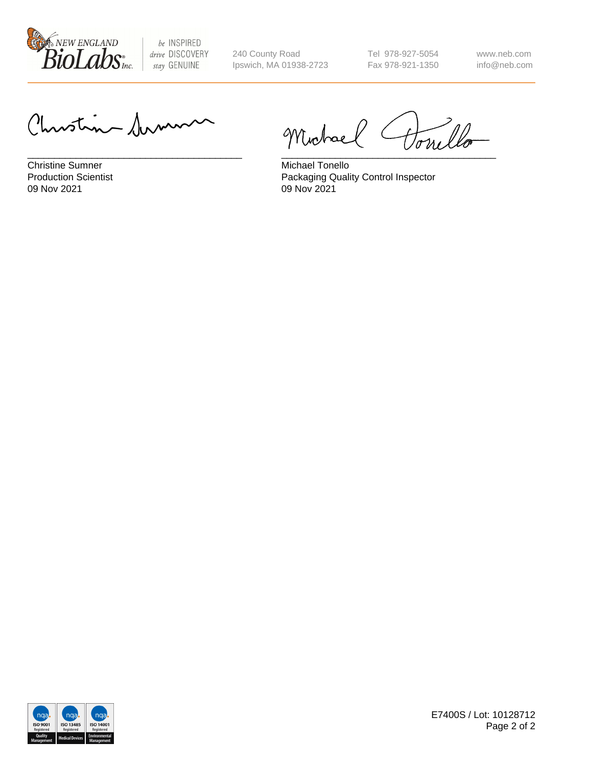NEW ENGLAND BioLabs Inc.

be INSPIRED
drive DISCOVERY
stay GENUINE

240 County Road
Ipswich, MA 01938-2723

Tel 978-927-5054
Fax 978-921-1350

www.neb.com
info@neb.com

Christine Sumner
Production Scientist
09 Nov 2021

Michael Tonello
Packaging Quality Control Inspector
09 Nov 2021

E7400S / Lot: 10128712